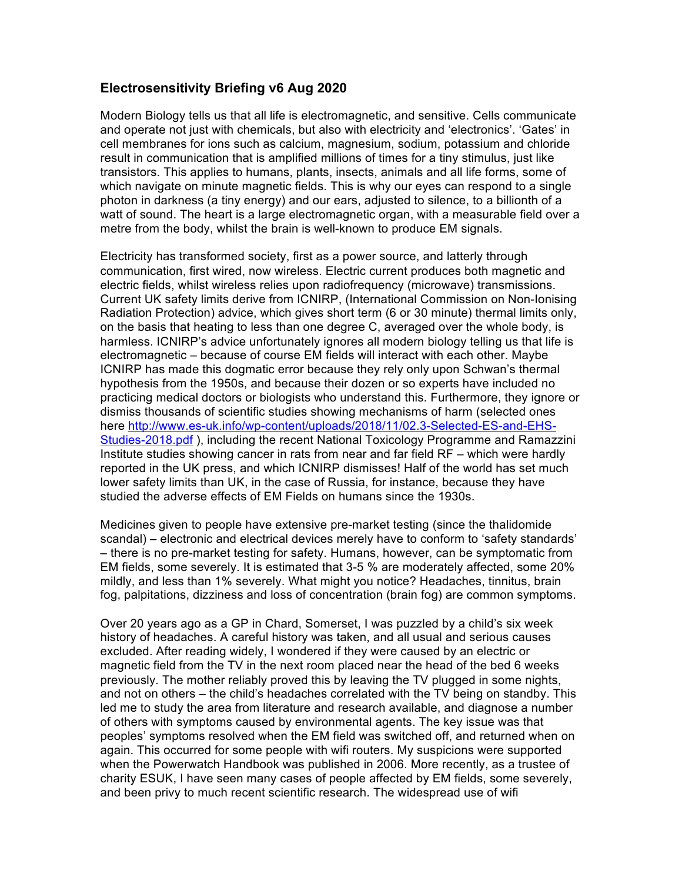## Electrosensitivity Briefing v6 Aug 2020

Modern Biology tells us that all life is electromagnetic, and sensitive. Cells communicate and operate not just with chemicals, but also with electricity and 'electronics'. 'Gates' in cell membranes for ions such as calcium, magnesium, sodium, potassium and chloride result in communication that is amplified millions of times for a tiny stimulus, just like transistors. This applies to humans, plants, insects, animals and all life forms, some of which navigate on minute magnetic fields. This is why our eyes can respond to a single photon in darkness (a tiny energy) and our ears, adjusted to silence, to a billionth of a watt of sound. The heart is a large electromagnetic organ, with a measurable field over a metre from the body, whilst the brain is well-known to produce EM signals.

Electricity has transformed society, first as a power source, and latterly through communication, first wired, now wireless. Electric current produces both magnetic and electric fields, whilst wireless relies upon radiofrequency (microwave) transmissions. Current UK safety limits derive from ICNIRP, (International Commission on Non-Ionising Radiation Protection) advice, which gives short term (6 or 30 minute) thermal limits only, on the basis that heating to less than one degree C, averaged over the whole body, is harmless. ICNIRP's advice unfortunately ignores all modern biology telling us that life is electromagnetic – because of course EM fields will interact with each other. Maybe ICNIRP has made this dogmatic error because they rely only upon Schwan's thermal hypothesis from the 1950s, and because their dozen or so experts have included no practicing medical doctors or biologists who understand this. Furthermore, they ignore or dismiss thousands of scientific studies showing mechanisms of harm (selected ones here [http://www.es-uk.info/wp-content/uploads/2018/11/02.3-Selected-ES-and-EHS-Studies-2018.pdf](http://www.es-uk.info/wp-content/uploads/2018/11/02.3-Selected-ES-and-EHS-Studies-2018.pdf) ), including the recent National Toxicology Programme and Ramazzini Institute studies showing cancer in rats from near and far field RF – which were hardly reported in the UK press, and which ICNIRP dismisses! Half of the world has set much lower safety limits than UK, in the case of Russia, for instance, because they have studied the adverse effects of EM Fields on humans since the 1930s.

Medicines given to people have extensive pre-market testing (since the thalidomide scandal) – electronic and electrical devices merely have to conform to 'safety standards' – there is no pre-market testing for safety. Humans, however, can be symptomatic from EM fields, some severely. It is estimated that 3-5 % are moderately affected, some 20% mildly, and less than 1% severely. What might you notice? Headaches, tinnitus, brain fog, palpitations, dizziness and loss of concentration (brain fog) are common symptoms.

Over 20 years ago as a GP in Chard, Somerset, I was puzzled by a child's six week history of headaches. A careful history was taken, and all usual and serious causes excluded. After reading widely, I wondered if they were caused by an electric or magnetic field from the TV in the next room placed near the head of the bed 6 weeks previously. The mother reliably proved this by leaving the TV plugged in some nights, and not on others – the child's headaches correlated with the TV being on standby. This led me to study the area from literature and research available, and diagnose a number of others with symptoms caused by environmental agents. The key issue was that peoples' symptoms resolved when the EM field was switched off, and returned when on again. This occurred for some people with wifi routers. My suspicions were supported when the Powerwatch Handbook was published in 2006. More recently, as a trustee of charity ESUK, I have seen many cases of people affected by EM fields, some severely, and been privy to much recent scientific research. The widespread use of wifi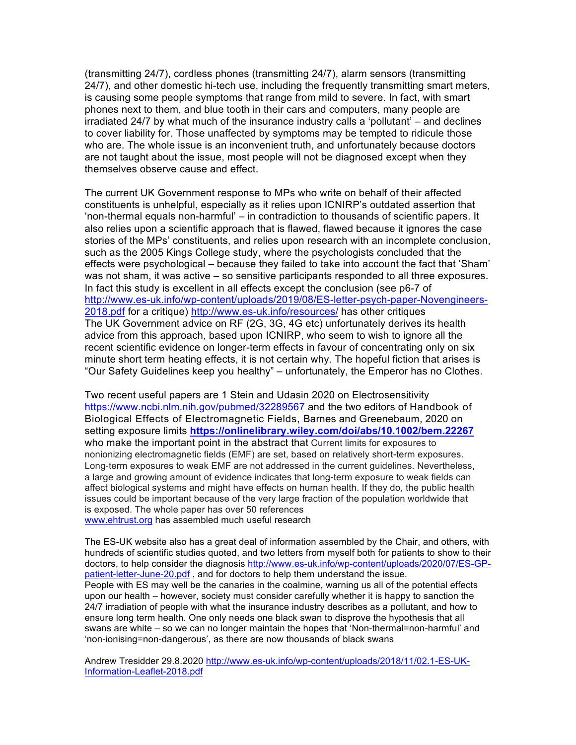(transmitting 24/7), cordless phones (transmitting 24/7), alarm sensors (transmitting 24/7), and other domestic hi-tech use, including the frequently transmitting smart meters, is causing some people symptoms that range from mild to severe. In fact, with smart phones next to them, and blue tooth in their cars and computers, many people are irradiated 24/7 by what much of the insurance industry calls a 'pollutant' – and declines to cover liability for. Those unaffected by symptoms may be tempted to ridicule those who are. The whole issue is an inconvenient truth, and unfortunately because doctors are not taught about the issue, most people will not be diagnosed except when they themselves observe cause and effect.

The current UK Government response to MPs who write on behalf of their affected constituents is unhelpful, especially as it relies upon ICNIRP's outdated assertion that 'non-thermal equals non-harmful' – in contradiction to thousands of scientific papers. It also relies upon a scientific approach that is flawed, flawed because it ignores the case stories of the MPs' constituents, and relies upon research with an incomplete conclusion, such as the 2005 Kings College study, where the psychologists concluded that the effects were psychological – because they failed to take into account the fact that 'Sham' was not sham, it was active – so sensitive participants responded to all three exposures. In fact this study is excellent in all effects except the conclusion (see p6-7 of [http://www.es-uk.info/wp-content/uploads/2019/08/ES-letter-psych-paper-Novengineers-2018.pdf](http://www.es-uk.info/wp-content/uploads/2019/08/ES-letter-psych-paper-Novengineers-2018.pdf) for a critique) [http://www.es-uk.info/resources/](http://www.es-uk.info/resources/) has other critiques
The UK Government advice on RF (2G, 3G, 4G etc) unfortunately derives its health advice from this approach, based upon ICNIRP, who seem to wish to ignore all the recent scientific evidence on longer-term effects in favour of concentrating only on six minute short term heating effects, it is not certain why. The hopeful fiction that arises is "Our Safety Guidelines keep you healthy" – unfortunately, the Emperor has no Clothes.

Two recent useful papers are 1 Stein and Udasin 2020 on Electrosensitivity [https://www.ncbi.nlm.nih.gov/pubmed/32289567](https://www.ncbi.nlm.nih.gov/pubmed/32289567) and the two editors of Handbook of Biological Effects of Electromagnetic Fields, Barnes and Greenebaum, 2020 on setting exposure limits **[https://onlinelibrary.wiley.com/doi/abs/10.1002/bem.22267](https://onlinelibrary.wiley.com/doi/abs/10.1002/bem.22267)** who make the important point in the abstract that Current limits for exposures to nonionizing electromagnetic fields (EMF) are set, based on relatively short-term exposures. Long-term exposures to weak EMF are not addressed in the current guidelines. Nevertheless, a large and growing amount of evidence indicates that long-term exposure to weak fields can affect biological systems and might have effects on human health. If they do, the public health issues could be important because of the very large fraction of the population worldwide that is exposed. The whole paper has over 50 references
[www.ehtrust.org](http://www.ehtrust.org) has assembled much useful research

The ES-UK website also has a great deal of information assembled by the Chair, and others, with hundreds of scientific studies quoted, and two letters from myself both for patients to show to their doctors, to help consider the diagnosis [http://www.es-uk.info/wp-content/uploads/2020/07/ES-GP-patient-letter-June-20.pdf](http://www.es-uk.info/wp-content/uploads/2020/07/ES-GP-patient-letter-June-20.pdf) , and for doctors to help them understand the issue.
People with ES may well be the canaries in the coalmine, warning us all of the potential effects upon our health – however, society must consider carefully whether it is happy to sanction the 24/7 irradiation of people with what the insurance industry describes as a pollutant, and how to ensure long term health. One only needs one black swan to disprove the hypothesis that all swans are white – so we can no longer maintain the hopes that 'Non-thermal=non-harmful' and 'non-ionising=non-dangerous', as there are now thousands of black swans

Andrew Tresidder 29.8.2020 [http://www.es-uk.info/wp-content/uploads/2018/11/02.1-ES-UK-Information-Leaflet-2018.pdf](http://www.es-uk.info/wp-content/uploads/2018/11/02.1-ES-UK-Information-Leaflet-2018.pdf)